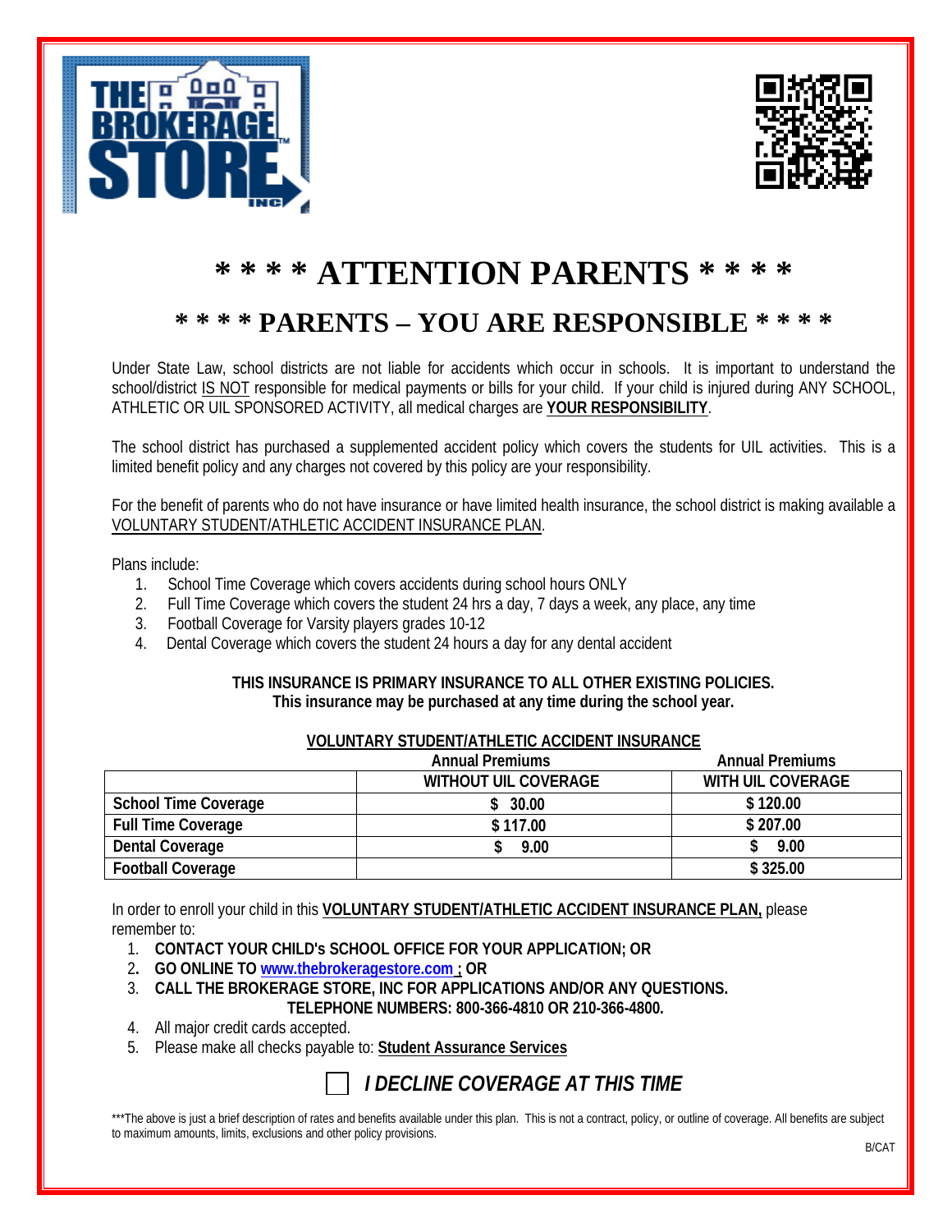# * * * * ATTENTION PARENTS * * * *

## * * * * PARENTS – YOU ARE RESPONSIBLE * * * *

Under State Law, school districts are not liable for accidents which occur in schools. It is important to understand the school/district IS NOT responsible for medical payments or bills for your child. If your child is injured during ANY SCHOOL, ATHLETIC OR UIL SPONSORED ACTIVITY, all medical charges are **YOUR RESPONSIBILITY**.

The school district has purchased a supplemented accident policy which covers the students for UIL activities. This is a limited benefit policy and any charges not covered by this policy are your responsibility.

For the benefit of parents who do not have insurance or have limited health insurance, the school district is making available a VOLUNTARY STUDENT/ATHLETIC ACCIDENT INSURANCE PLAN.

Plans include:

1. School Time Coverage which covers accidents during school hours ONLY
2. Full Time Coverage which covers the student 24 hrs a day, 7 days a week, any place, any time
3. Football Coverage for Varsity players grades 10-12
4. Dental Coverage which covers the student 24 hours a day for any dental accident

**THIS INSURANCE IS PRIMARY INSURANCE TO ALL OTHER EXISTING POLICIES.**
**This insurance may be purchased at any time during the school year.**

**VOLUNTARY STUDENT/ATHLETIC ACCIDENT INSURANCE**

| | Annual Premiums | Annual Premiums |
|---|---|---|
| | **WITHOUT UIL COVERAGE** | **WITH UIL COVERAGE** |
| **School Time Coverage** | $ 30.00 | $ 120.00 |
| **Full Time Coverage** | $ 117.00 | $ 207.00 |
| **Dental Coverage** | $ 9.00 | $ 9.00 |
| **Football Coverage** | | $ 325.00 |

In order to enroll your child in this **VOLUNTARY STUDENT/ATHLETIC ACCIDENT INSURANCE PLAN,** please remember to:

1. **CONTACT YOUR CHILD's SCHOOL OFFICE FOR YOUR APPLICATION; OR**
2. **GO ONLINE TO www.thebrokeragestore.com ; OR**
3. **CALL THE BROKERAGE STORE, INC FOR APPLICATIONS AND/OR ANY QUESTIONS. TELEPHONE NUMBERS: 800-366-4810 OR 210-366-4800.**
4. All major credit cards accepted.
5. Please make all checks payable to: **Student Assurance Services**

☐ ***I DECLINE COVERAGE AT THIS TIME***

***The above is just a brief description of rates and benefits available under this plan. This is not a contract, policy, or outline of coverage. All benefits are subject to maximum amounts, limits, exclusions and other policy provisions.

B/CAT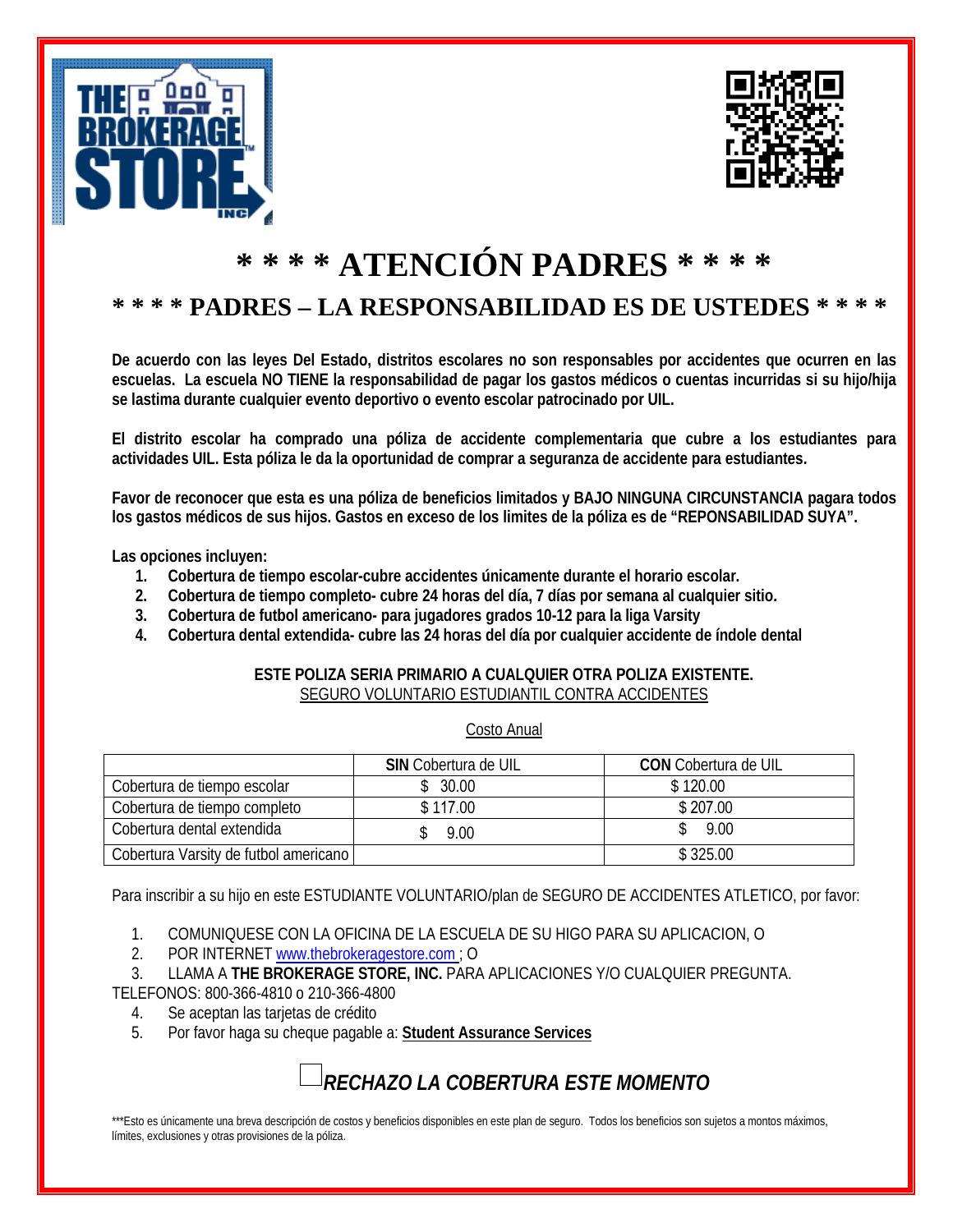# * * * * ATENCIÓN PADRES * * * *

## * * * * PADRES – LA RESPONSABILIDAD ES DE USTEDES * * * *

**De acuerdo con las leyes Del Estado, distritos escolares no son responsables por accidentes que ocurren en las escuelas. La escuela NO TIENE la responsabilidad de pagar los gastos médicos o cuentas incurridas si su hijo/hija se lastima durante cualquier evento deportivo o evento escolar patrocinado por UIL.**

**El distrito escolar ha comprado una póliza de accidente complementaria que cubre a los estudiantes para actividades UIL. Esta póliza le da la oportunidad de comprar a seguranza de accidente para estudiantes.**

**Favor de reconocer que esta es una póliza de beneficios limitados y BAJO NINGUNA CIRCUNSTANCIA pagara todos los gastos médicos de sus hijos. Gastos en exceso de los limites de la póliza es de "REPONSABILIDAD SUYA".**

**Las opciones incluyen:**

1. **Cobertura de tiempo escolar-cubre accidentes únicamente durante el horario escolar.**
2. **Cobertura de tiempo completo- cubre 24 horas del día, 7 días por semana al cualquier sitio.**
3. **Cobertura de futbol americano- para jugadores grados 10-12 para la liga Varsity**
4. **Cobertura dental extendida- cubre las 24 horas del día por cualquier accidente de índole dental**

**ESTE POLIZA SERIA PRIMARIO A CUALQUIER OTRA POLIZA EXISTENTE.**

<u>SEGURO VOLUNTARIO ESTUDIANTIL CONTRA ACCIDENTES</u>

<u>Costo Anual</u>

| | **SIN** Cobertura de UIL | **CON** Cobertura de UIL |
|---|---|---|
| Cobertura de tiempo escolar | $ 30.00 | $ 120.00 |
| Cobertura de tiempo completo | $ 117.00 | $ 207.00 |
| Cobertura dental extendida | $ 9.00 | $ 9.00 |
| Cobertura Varsity de futbol americano | | $ 325.00 |

Para inscribir a su hijo en este ESTUDIANTE VOLUNTARIO/plan de SEGURO DE ACCIDENTES ATLETICO, por favor:

1. COMUNIQUESE CON LA OFICINA DE LA ESCUELA DE SU HIGO PARA SU APLICACION, O
2. POR INTERNET www.thebrokeragestore.com ; O
3. LLAMA A **THE BROKERAGE STORE, INC.** PARA APLICACIONES Y/O CUALQUIER PREGUNTA.

TELEFONOS: 800-366-4810 o 210-366-4800

4. Se aceptan las tarjetas de crédito
5. Por favor haga su cheque pagable a: **<u>Student Assurance Services</u>**

☐ ***RECHAZO LA COBERTURA ESTE MOMENTO***

***Esto es únicamente una breva descripción de costos y beneficios disponibles en este plan de seguro. Todos los beneficios son sujetos a montos máximos, límites, exclusiones y otras provisiones de la póliza.